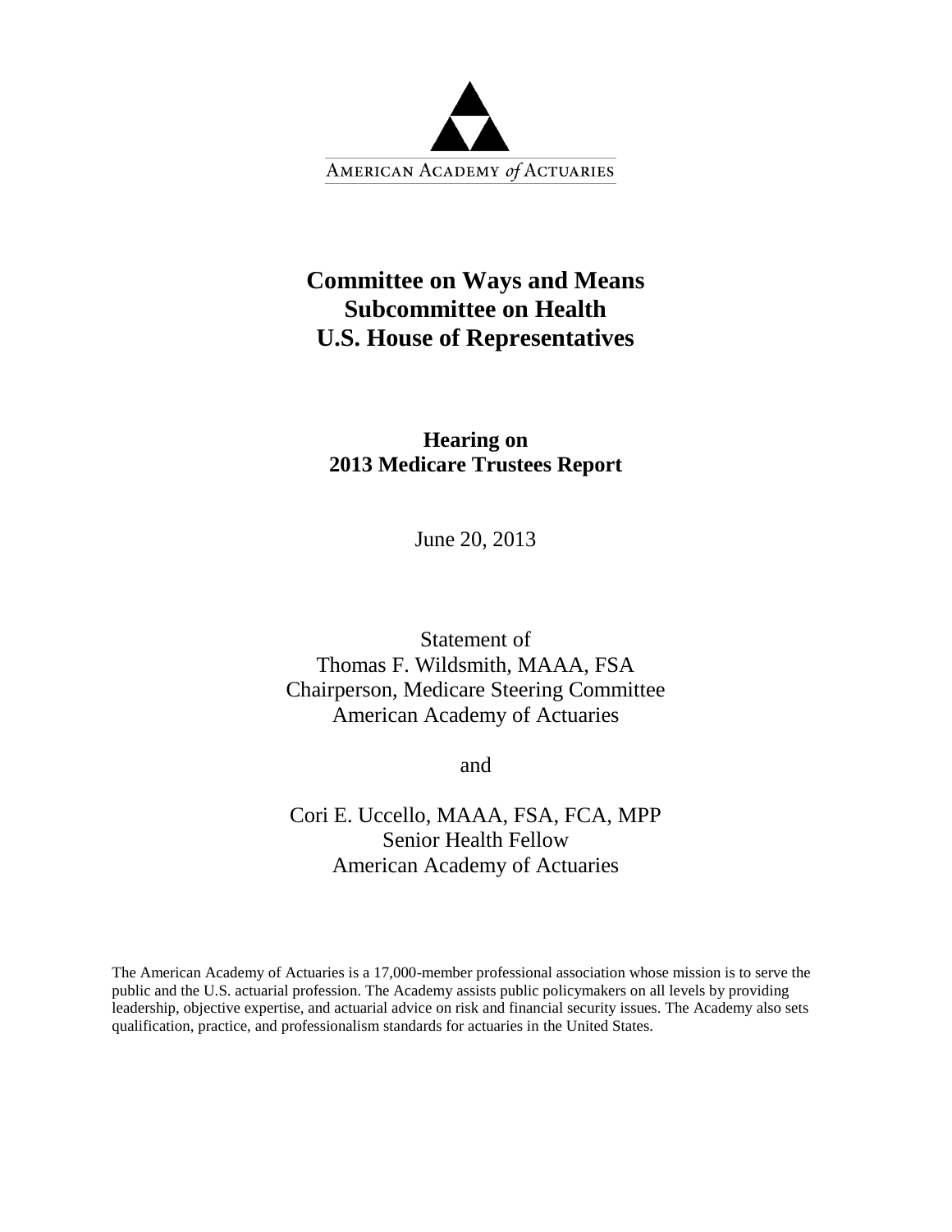AMERICAN ACADEMY *of* ACTUARIES

# Committee on Ways and Means
# Subcommittee on Health
# U.S. House of Representatives

## Hearing on
## 2013 Medicare Trustees Report

June 20, 2013

Statement of
Thomas F. Wildsmith, MAAA, FSA
Chairperson, Medicare Steering Committee
American Academy of Actuaries

and

Cori E. Uccello, MAAA, FSA, FCA, MPP
Senior Health Fellow
American Academy of Actuaries

The American Academy of Actuaries is a 17,000-member professional association whose mission is to serve the public and the U.S. actuarial profession. The Academy assists public policymakers on all levels by providing leadership, objective expertise, and actuarial advice on risk and financial security issues. The Academy also sets qualification, practice, and professionalism standards for actuaries in the United States.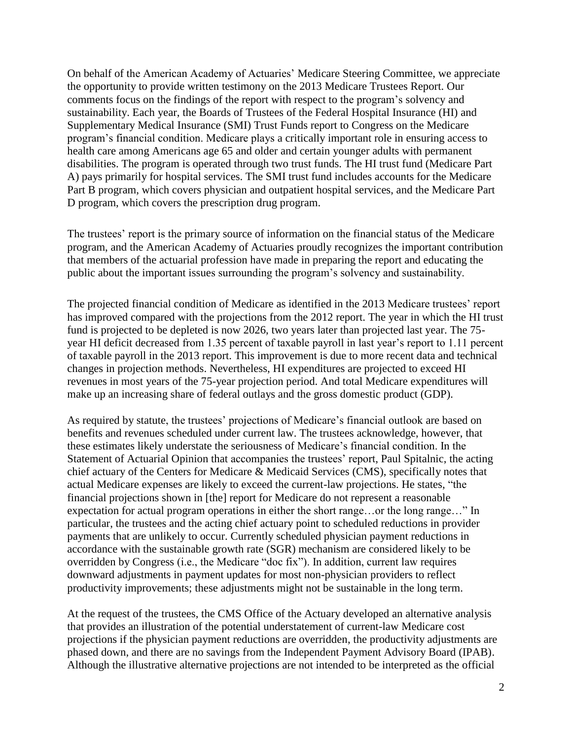On behalf of the American Academy of Actuaries' Medicare Steering Committee, we appreciate the opportunity to provide written testimony on the 2013 Medicare Trustees Report. Our comments focus on the findings of the report with respect to the program's solvency and sustainability. Each year, the Boards of Trustees of the Federal Hospital Insurance (HI) and Supplementary Medical Insurance (SMI) Trust Funds report to Congress on the Medicare program's financial condition. Medicare plays a critically important role in ensuring access to health care among Americans age 65 and older and certain younger adults with permanent disabilities. The program is operated through two trust funds. The HI trust fund (Medicare Part A) pays primarily for hospital services. The SMI trust fund includes accounts for the Medicare Part B program, which covers physician and outpatient hospital services, and the Medicare Part D program, which covers the prescription drug program.

The trustees' report is the primary source of information on the financial status of the Medicare program, and the American Academy of Actuaries proudly recognizes the important contribution that members of the actuarial profession have made in preparing the report and educating the public about the important issues surrounding the program's solvency and sustainability.

The projected financial condition of Medicare as identified in the 2013 Medicare trustees' report has improved compared with the projections from the 2012 report. The year in which the HI trust fund is projected to be depleted is now 2026, two years later than projected last year. The 75-year HI deficit decreased from 1.35 percent of taxable payroll in last year's report to 1.11 percent of taxable payroll in the 2013 report. This improvement is due to more recent data and technical changes in projection methods. Nevertheless, HI expenditures are projected to exceed HI revenues in most years of the 75-year projection period. And total Medicare expenditures will make up an increasing share of federal outlays and the gross domestic product (GDP).

As required by statute, the trustees' projections of Medicare's financial outlook are based on benefits and revenues scheduled under current law. The trustees acknowledge, however, that these estimates likely understate the seriousness of Medicare's financial condition. In the Statement of Actuarial Opinion that accompanies the trustees' report, Paul Spitalnic, the acting chief actuary of the Centers for Medicare & Medicaid Services (CMS), specifically notes that actual Medicare expenses are likely to exceed the current-law projections. He states, "the financial projections shown in [the] report for Medicare do not represent a reasonable expectation for actual program operations in either the short range…or the long range…" In particular, the trustees and the acting chief actuary point to scheduled reductions in provider payments that are unlikely to occur. Currently scheduled physician payment reductions in accordance with the sustainable growth rate (SGR) mechanism are considered likely to be overridden by Congress (i.e., the Medicare "doc fix"). In addition, current law requires downward adjustments in payment updates for most non-physician providers to reflect productivity improvements; these adjustments might not be sustainable in the long term.

At the request of the trustees, the CMS Office of the Actuary developed an alternative analysis that provides an illustration of the potential understatement of current-law Medicare cost projections if the physician payment reductions are overridden, the productivity adjustments are phased down, and there are no savings from the Independent Payment Advisory Board (IPAB). Although the illustrative alternative projections are not intended to be interpreted as the official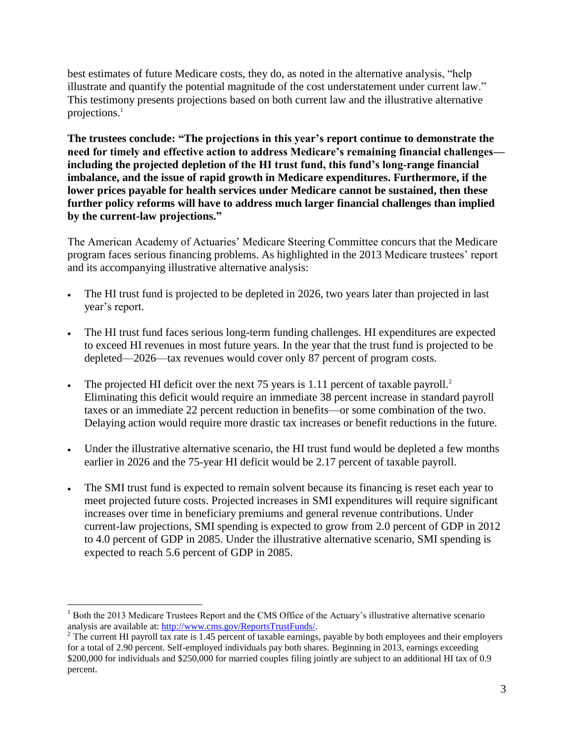best estimates of future Medicare costs, they do, as noted in the alternative analysis, "help illustrate and quantify the potential magnitude of the cost understatement under current law." This testimony presents projections based on both current law and the illustrative alternative projections.[1]

**The trustees conclude: "The projections in this year's report continue to demonstrate the need for timely and effective action to address Medicare's remaining financial challenges—including the projected depletion of the HI trust fund, this fund's long-range financial imbalance, and the issue of rapid growth in Medicare expenditures. Furthermore, if the lower prices payable for health services under Medicare cannot be sustained, then these further policy reforms will have to address much larger financial challenges than implied by the current-law projections."**

The American Academy of Actuaries' Medicare Steering Committee concurs that the Medicare program faces serious financing problems. As highlighted in the 2013 Medicare trustees' report and its accompanying illustrative alternative analysis:

- The HI trust fund is projected to be depleted in 2026, two years later than projected in last year's report.
- The HI trust fund faces serious long-term funding challenges. HI expenditures are expected to exceed HI revenues in most future years. In the year that the trust fund is projected to be depleted—2026—tax revenues would cover only 87 percent of program costs.
- The projected HI deficit over the next 75 years is 1.11 percent of taxable payroll.[2] Eliminating this deficit would require an immediate 38 percent increase in standard payroll taxes or an immediate 22 percent reduction in benefits—or some combination of the two. Delaying action would require more drastic tax increases or benefit reductions in the future.
- Under the illustrative alternative scenario, the HI trust fund would be depleted a few months earlier in 2026 and the 75-year HI deficit would be 2.17 percent of taxable payroll.
- The SMI trust fund is expected to remain solvent because its financing is reset each year to meet projected future costs. Projected increases in SMI expenditures will require significant increases over time in beneficiary premiums and general revenue contributions. Under current-law projections, SMI spending is expected to grow from 2.0 percent of GDP in 2012 to 4.0 percent of GDP in 2085. Under the illustrative alternative scenario, SMI spending is expected to reach 5.6 percent of GDP in 2085.

---

[1] Both the 2013 Medicare Trustees Report and the CMS Office of the Actuary's illustrative alternative scenario analysis are available at: http://www.cms.gov/ReportsTrustFunds/.

[2] The current HI payroll tax rate is 1.45 percent of taxable earnings, payable by both employees and their employers for a total of 2.90 percent. Self-employed individuals pay both shares. Beginning in 2013, earnings exceeding $200,000 for individuals and $250,000 for married couples filing jointly are subject to an additional HI tax of 0.9 percent.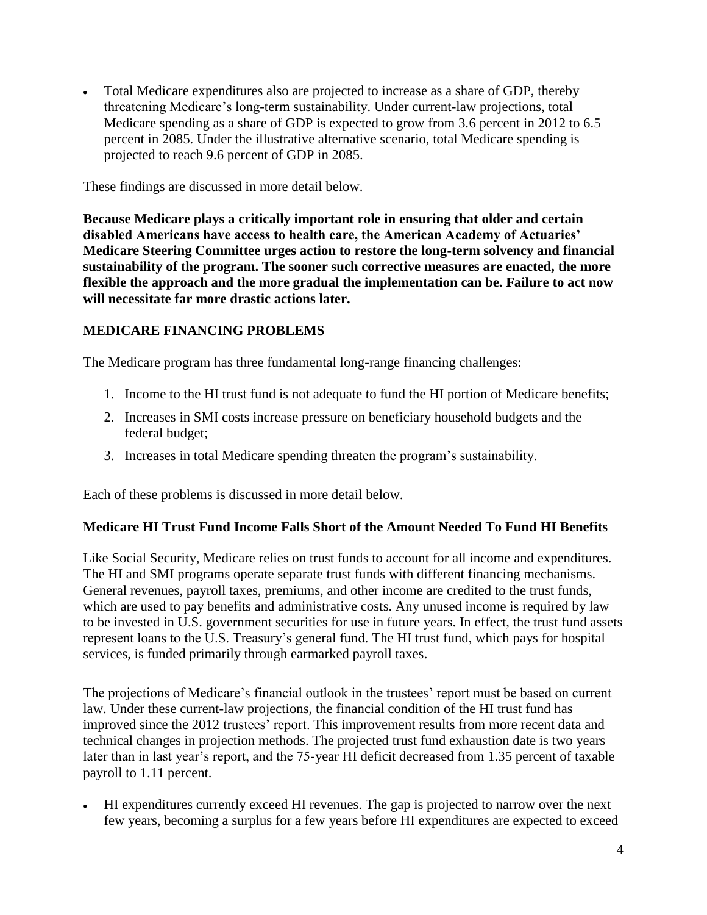- Total Medicare expenditures also are projected to increase as a share of GDP, thereby threatening Medicare's long-term sustainability. Under current-law projections, total Medicare spending as a share of GDP is expected to grow from 3.6 percent in 2012 to 6.5 percent in 2085. Under the illustrative alternative scenario, total Medicare spending is projected to reach 9.6 percent of GDP in 2085.

These findings are discussed in more detail below.

**Because Medicare plays a critically important role in ensuring that older and certain disabled Americans have access to health care, the American Academy of Actuaries' Medicare Steering Committee urges action to restore the long-term solvency and financial sustainability of the program. The sooner such corrective measures are enacted, the more flexible the approach and the more gradual the implementation can be. Failure to act now will necessitate far more drastic actions later.**

## MEDICARE FINANCING PROBLEMS

The Medicare program has three fundamental long-range financing challenges:

1. Income to the HI trust fund is not adequate to fund the HI portion of Medicare benefits;
2. Increases in SMI costs increase pressure on beneficiary household budgets and the federal budget;
3. Increases in total Medicare spending threaten the program's sustainability.

Each of these problems is discussed in more detail below.

### Medicare HI Trust Fund Income Falls Short of the Amount Needed To Fund HI Benefits

Like Social Security, Medicare relies on trust funds to account for all income and expenditures. The HI and SMI programs operate separate trust funds with different financing mechanisms. General revenues, payroll taxes, premiums, and other income are credited to the trust funds, which are used to pay benefits and administrative costs. Any unused income is required by law to be invested in U.S. government securities for use in future years. In effect, the trust fund assets represent loans to the U.S. Treasury's general fund. The HI trust fund, which pays for hospital services, is funded primarily through earmarked payroll taxes.

The projections of Medicare's financial outlook in the trustees' report must be based on current law. Under these current-law projections, the financial condition of the HI trust fund has improved since the 2012 trustees' report. This improvement results from more recent data and technical changes in projection methods. The projected trust fund exhaustion date is two years later than in last year's report, and the 75-year HI deficit decreased from 1.35 percent of taxable payroll to 1.11 percent.

- HI expenditures currently exceed HI revenues. The gap is projected to narrow over the next few years, becoming a surplus for a few years before HI expenditures are expected to exceed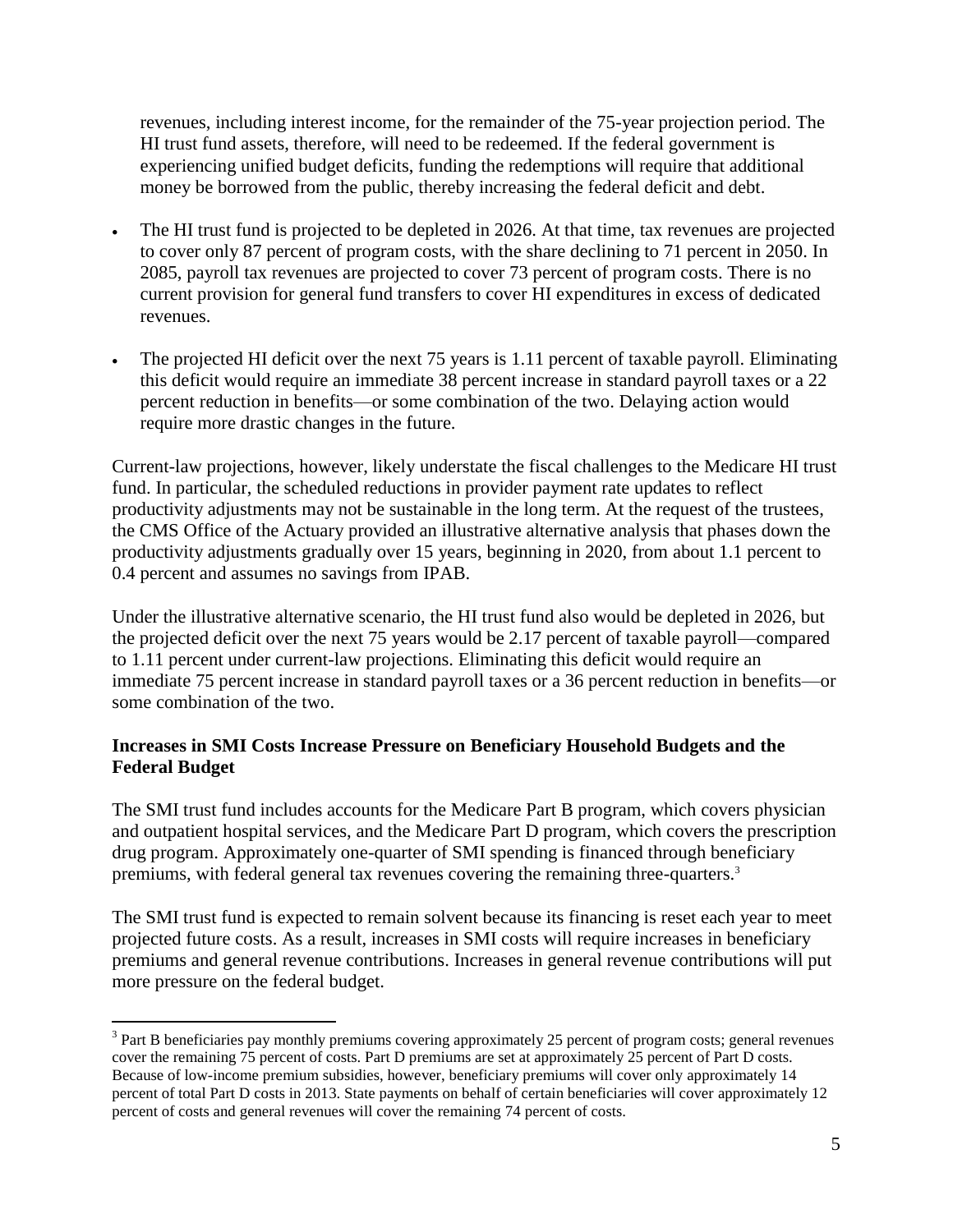revenues, including interest income, for the remainder of the 75-year projection period. The HI trust fund assets, therefore, will need to be redeemed. If the federal government is experiencing unified budget deficits, funding the redemptions will require that additional money be borrowed from the public, thereby increasing the federal deficit and debt.

- The HI trust fund is projected to be depleted in 2026. At that time, tax revenues are projected to cover only 87 percent of program costs, with the share declining to 71 percent in 2050. In 2085, payroll tax revenues are projected to cover 73 percent of program costs. There is no current provision for general fund transfers to cover HI expenditures in excess of dedicated revenues.

- The projected HI deficit over the next 75 years is 1.11 percent of taxable payroll. Eliminating this deficit would require an immediate 38 percent increase in standard payroll taxes or a 22 percent reduction in benefits—or some combination of the two. Delaying action would require more drastic changes in the future.

Current-law projections, however, likely understate the fiscal challenges to the Medicare HI trust fund. In particular, the scheduled reductions in provider payment rate updates to reflect productivity adjustments may not be sustainable in the long term. At the request of the trustees, the CMS Office of the Actuary provided an illustrative alternative analysis that phases down the productivity adjustments gradually over 15 years, beginning in 2020, from about 1.1 percent to 0.4 percent and assumes no savings from IPAB.

Under the illustrative alternative scenario, the HI trust fund also would be depleted in 2026, but the projected deficit over the next 75 years would be 2.17 percent of taxable payroll—compared to 1.11 percent under current-law projections. Eliminating this deficit would require an immediate 75 percent increase in standard payroll taxes or a 36 percent reduction in benefits—or some combination of the two.

**Increases in SMI Costs Increase Pressure on Beneficiary Household Budgets and the Federal Budget**

The SMI trust fund includes accounts for the Medicare Part B program, which covers physician and outpatient hospital services, and the Medicare Part D program, which covers the prescription drug program. Approximately one-quarter of SMI spending is financed through beneficiary premiums, with federal general tax revenues covering the remaining three-quarters.[3]

The SMI trust fund is expected to remain solvent because its financing is reset each year to meet projected future costs. As a result, increases in SMI costs will require increases in beneficiary premiums and general revenue contributions. Increases in general revenue contributions will put more pressure on the federal budget.

[3] Part B beneficiaries pay monthly premiums covering approximately 25 percent of program costs; general revenues cover the remaining 75 percent of costs. Part D premiums are set at approximately 25 percent of Part D costs. Because of low-income premium subsidies, however, beneficiary premiums will cover only approximately 14 percent of total Part D costs in 2013. State payments on behalf of certain beneficiaries will cover approximately 12 percent of costs and general revenues will cover the remaining 74 percent of costs.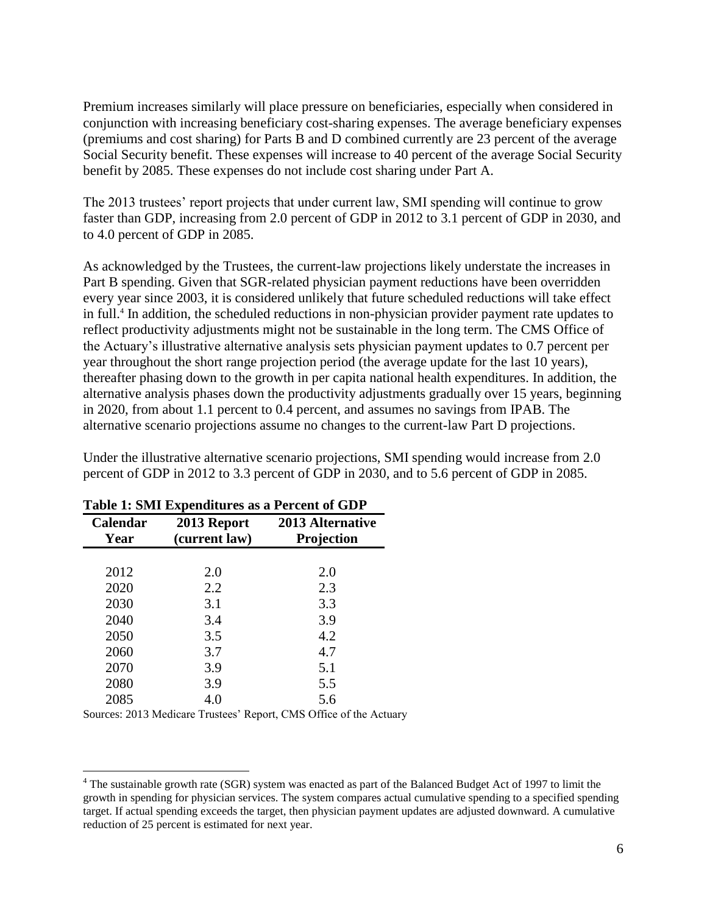Premium increases similarly will place pressure on beneficiaries, especially when considered in conjunction with increasing beneficiary cost-sharing expenses. The average beneficiary expenses (premiums and cost sharing) for Parts B and D combined currently are 23 percent of the average Social Security benefit. These expenses will increase to 40 percent of the average Social Security benefit by 2085. These expenses do not include cost sharing under Part A.

The 2013 trustees' report projects that under current law, SMI spending will continue to grow faster than GDP, increasing from 2.0 percent of GDP in 2012 to 3.1 percent of GDP in 2030, and to 4.0 percent of GDP in 2085.

As acknowledged by the Trustees, the current-law projections likely understate the increases in Part B spending. Given that SGR-related physician payment reductions have been overridden every year since 2003, it is considered unlikely that future scheduled reductions will take effect in full.[4] In addition, the scheduled reductions in non-physician provider payment rate updates to reflect productivity adjustments might not be sustainable in the long term. The CMS Office of the Actuary's illustrative alternative analysis sets physician payment updates to 0.7 percent per year throughout the short range projection period (the average update for the last 10 years), thereafter phasing down to the growth in per capita national health expenditures. In addition, the alternative analysis phases down the productivity adjustments gradually over 15 years, beginning in 2020, from about 1.1 percent to 0.4 percent, and assumes no savings from IPAB. The alternative scenario projections assume no changes to the current-law Part D projections.

Under the illustrative alternative scenario projections, SMI spending would increase from 2.0 percent of GDP in 2012 to 3.3 percent of GDP in 2030, and to 5.6 percent of GDP in 2085.

**Table 1: SMI Expenditures as a Percent of GDP**

| Calendar Year | 2013 Report (current law) | 2013 Alternative Projection |
|---|---|---|
| 2012 | 2.0 | 2.0 |
| 2020 | 2.2 | 2.3 |
| 2030 | 3.1 | 3.3 |
| 2040 | 3.4 | 3.9 |
| 2050 | 3.5 | 4.2 |
| 2060 | 3.7 | 4.7 |
| 2070 | 3.9 | 5.1 |
| 2080 | 3.9 | 5.5 |
| 2085 | 4.0 | 5.6 |

Sources: 2013 Medicare Trustees' Report, CMS Office of the Actuary

---

[4] The sustainable growth rate (SGR) system was enacted as part of the Balanced Budget Act of 1997 to limit the growth in spending for physician services. The system compares actual cumulative spending to a specified spending target. If actual spending exceeds the target, then physician payment updates are adjusted downward. A cumulative reduction of 25 percent is estimated for next year.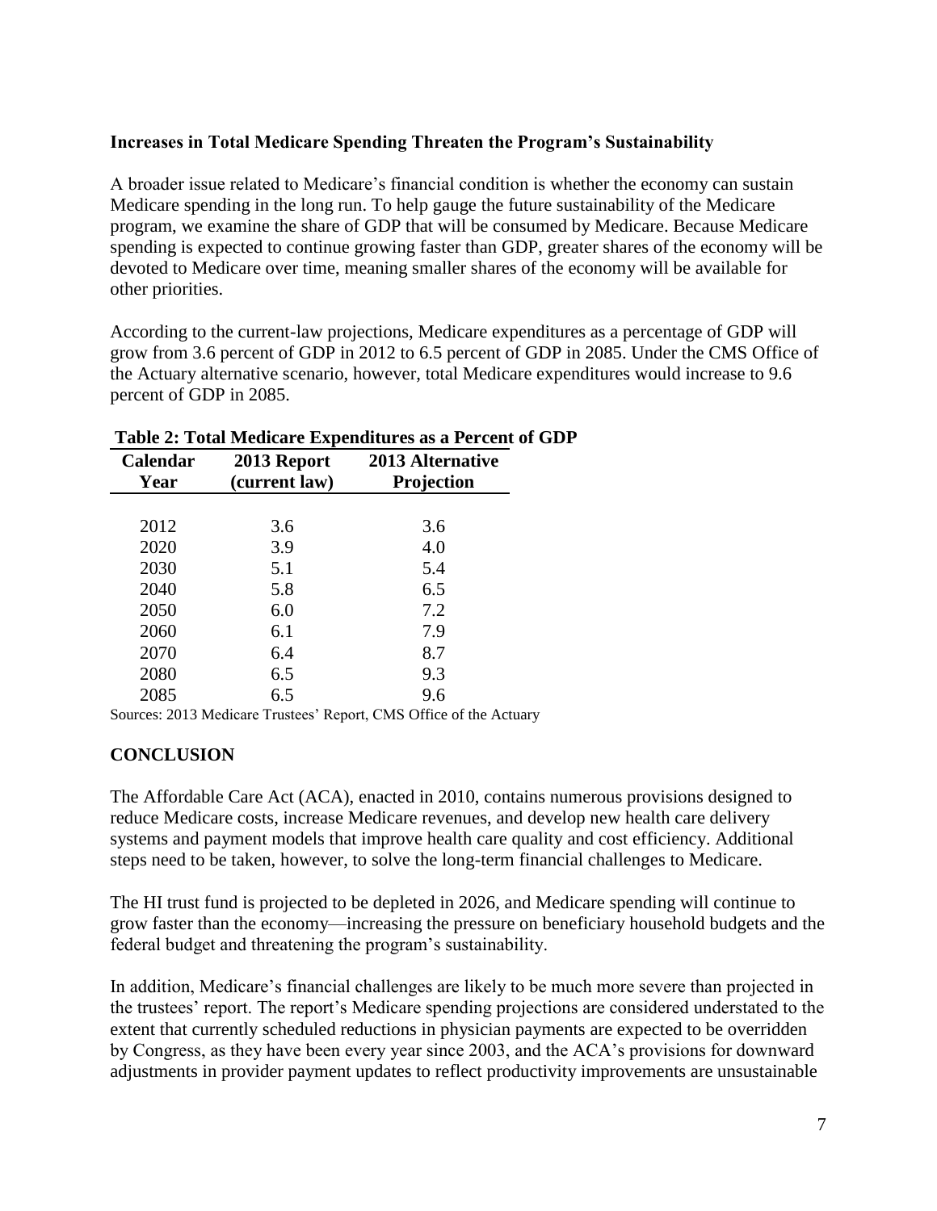**Increases in Total Medicare Spending Threaten the Program's Sustainability**

A broader issue related to Medicare's financial condition is whether the economy can sustain Medicare spending in the long run. To help gauge the future sustainability of the Medicare program, we examine the share of GDP that will be consumed by Medicare. Because Medicare spending is expected to continue growing faster than GDP, greater shares of the economy will be devoted to Medicare over time, meaning smaller shares of the economy will be available for other priorities.

According to the current-law projections, Medicare expenditures as a percentage of GDP will grow from 3.6 percent of GDP in 2012 to 6.5 percent of GDP in 2085. Under the CMS Office of the Actuary alternative scenario, however, total Medicare expenditures would increase to 9.6 percent of GDP in 2085.

**Table 2: Total Medicare Expenditures as a Percent of GDP**

| Calendar Year | 2013 Report (current law) | 2013 Alternative Projection |
|---|---|---|
| 2012 | 3.6 | 3.6 |
| 2020 | 3.9 | 4.0 |
| 2030 | 5.1 | 5.4 |
| 2040 | 5.8 | 6.5 |
| 2050 | 6.0 | 7.2 |
| 2060 | 6.1 | 7.9 |
| 2070 | 6.4 | 8.7 |
| 2080 | 6.5 | 9.3 |
| 2085 | 6.5 | 9.6 |

Sources: 2013 Medicare Trustees' Report, CMS Office of the Actuary

## CONCLUSION

The Affordable Care Act (ACA), enacted in 2010, contains numerous provisions designed to reduce Medicare costs, increase Medicare revenues, and develop new health care delivery systems and payment models that improve health care quality and cost efficiency. Additional steps need to be taken, however, to solve the long-term financial challenges to Medicare.

The HI trust fund is projected to be depleted in 2026, and Medicare spending will continue to grow faster than the economy—increasing the pressure on beneficiary household budgets and the federal budget and threatening the program's sustainability.

In addition, Medicare's financial challenges are likely to be much more severe than projected in the trustees' report. The report's Medicare spending projections are considered understated to the extent that currently scheduled reductions in physician payments are expected to be overridden by Congress, as they have been every year since 2003, and the ACA's provisions for downward adjustments in provider payment updates to reflect productivity improvements are unsustainable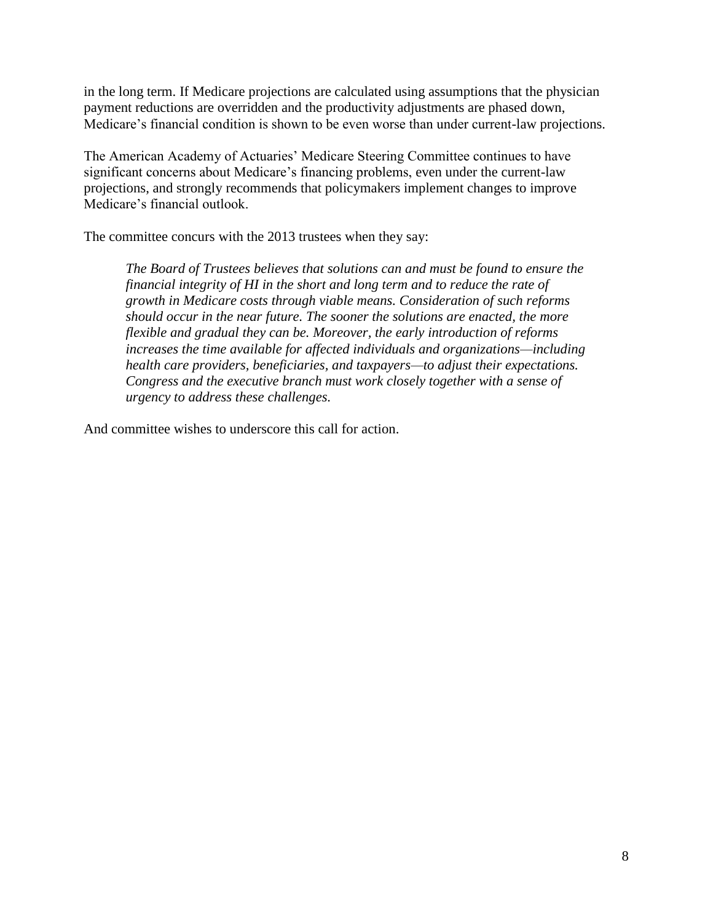in the long term. If Medicare projections are calculated using assumptions that the physician payment reductions are overridden and the productivity adjustments are phased down, Medicare's financial condition is shown to be even worse than under current-law projections.

The American Academy of Actuaries' Medicare Steering Committee continues to have significant concerns about Medicare's financing problems, even under the current-law projections, and strongly recommends that policymakers implement changes to improve Medicare's financial outlook.

The committee concurs with the 2013 trustees when they say:

> *The Board of Trustees believes that solutions can and must be found to ensure the financial integrity of HI in the short and long term and to reduce the rate of growth in Medicare costs through viable means. Consideration of such reforms should occur in the near future. The sooner the solutions are enacted, the more flexible and gradual they can be. Moreover, the early introduction of reforms increases the time available for affected individuals and organizations—including health care providers, beneficiaries, and taxpayers—to adjust their expectations. Congress and the executive branch must work closely together with a sense of urgency to address these challenges.*

And committee wishes to underscore this call for action.